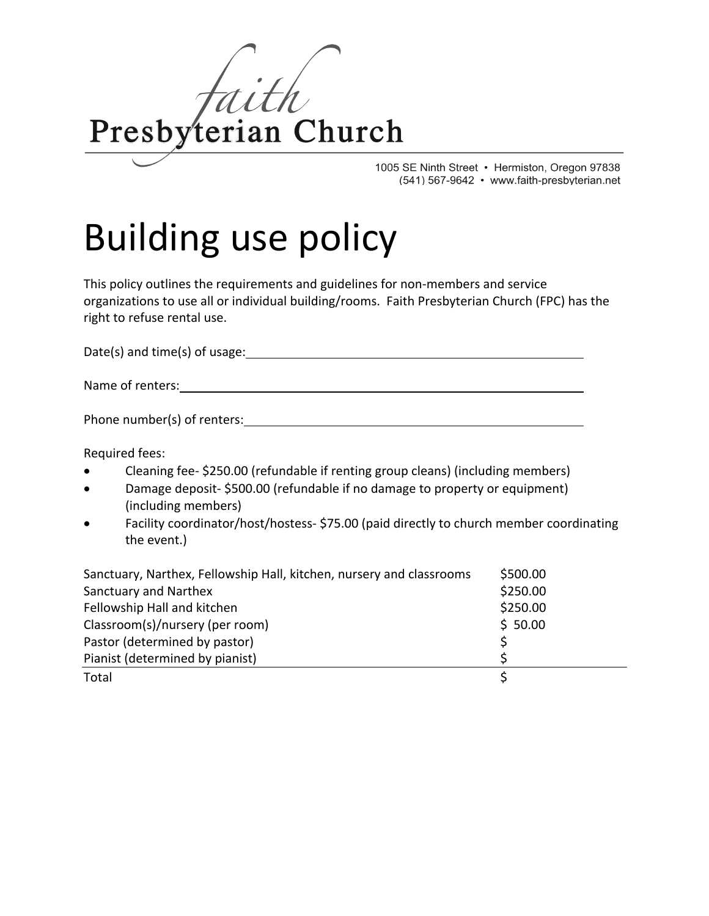faith
Presbyterian Church

1005 SE Ninth Street • Hermiston, Oregon 97838
(541) 567-9642 • www.faith-presbyterian.net

# Building use policy

This policy outlines the requirements and guidelines for non-members and service organizations to use all or individual building/rooms. Faith Presbyterian Church (FPC) has the right to refuse rental use.

Date(s) and time(s) of usage: ____________________

Name of renters: ____________________

Phone number(s) of renters: ____________________

Required fees:

- Cleaning fee- $250.00 (refundable if renting group cleans) (including members)
- Damage deposit- $500.00 (refundable if no damage to property or equipment) (including members)
- Facility coordinator/host/hostess- $75.00 (paid directly to church member coordinating the event.)

| | |
|---|---|
| Sanctuary, Narthex, Fellowship Hall, kitchen, nursery and classrooms | $500.00 |
| Sanctuary and Narthex | $250.00 |
| Fellowship Hall and kitchen | $250.00 |
| Classroom(s)/nursery (per room) | $ 50.00 |
| Pastor (determined by pastor) | $ |
| Pianist (determined by pianist) | $ |
| Total | $ |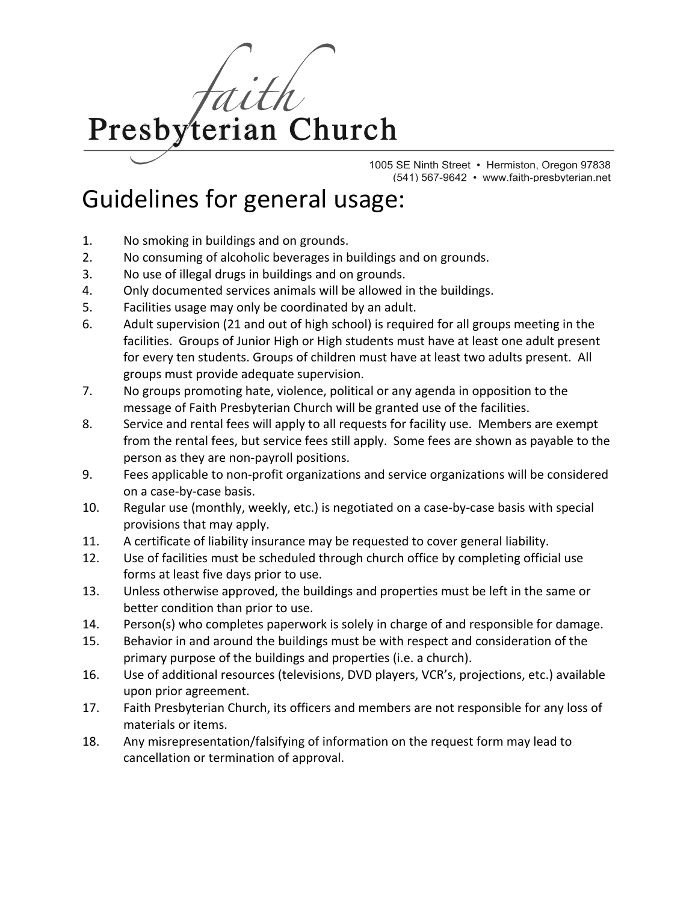# faith Presbyterian Church

1005 SE Ninth Street • Hermiston, Oregon 97838
(541) 567-9642 • www.faith-presbyterian.net

## Guidelines for general usage:

1. No smoking in buildings and on grounds.
2. No consuming of alcoholic beverages in buildings and on grounds.
3. No use of illegal drugs in buildings and on grounds.
4. Only documented services animals will be allowed in the buildings.
5. Facilities usage may only be coordinated by an adult.
6. Adult supervision (21 and out of high school) is required for all groups meeting in the facilities. Groups of Junior High or High students must have at least one adult present for every ten students. Groups of children must have at least two adults present. All groups must provide adequate supervision.
7. No groups promoting hate, violence, political or any agenda in opposition to the message of Faith Presbyterian Church will be granted use of the facilities.
8. Service and rental fees will apply to all requests for facility use. Members are exempt from the rental fees, but service fees still apply. Some fees are shown as payable to the person as they are non-payroll positions.
9. Fees applicable to non-profit organizations and service organizations will be considered on a case-by-case basis.
10. Regular use (monthly, weekly, etc.) is negotiated on a case-by-case basis with special provisions that may apply.
11. A certificate of liability insurance may be requested to cover general liability.
12. Use of facilities must be scheduled through church office by completing official use forms at least five days prior to use.
13. Unless otherwise approved, the buildings and properties must be left in the same or better condition than prior to use.
14. Person(s) who completes paperwork is solely in charge of and responsible for damage.
15. Behavior in and around the buildings must be with respect and consideration of the primary purpose of the buildings and properties (i.e. a church).
16. Use of additional resources (televisions, DVD players, VCR's, projections, etc.) available upon prior agreement.
17. Faith Presbyterian Church, its officers and members are not responsible for any loss of materials or items.
18. Any misrepresentation/falsifying of information on the request form may lead to cancellation or termination of approval.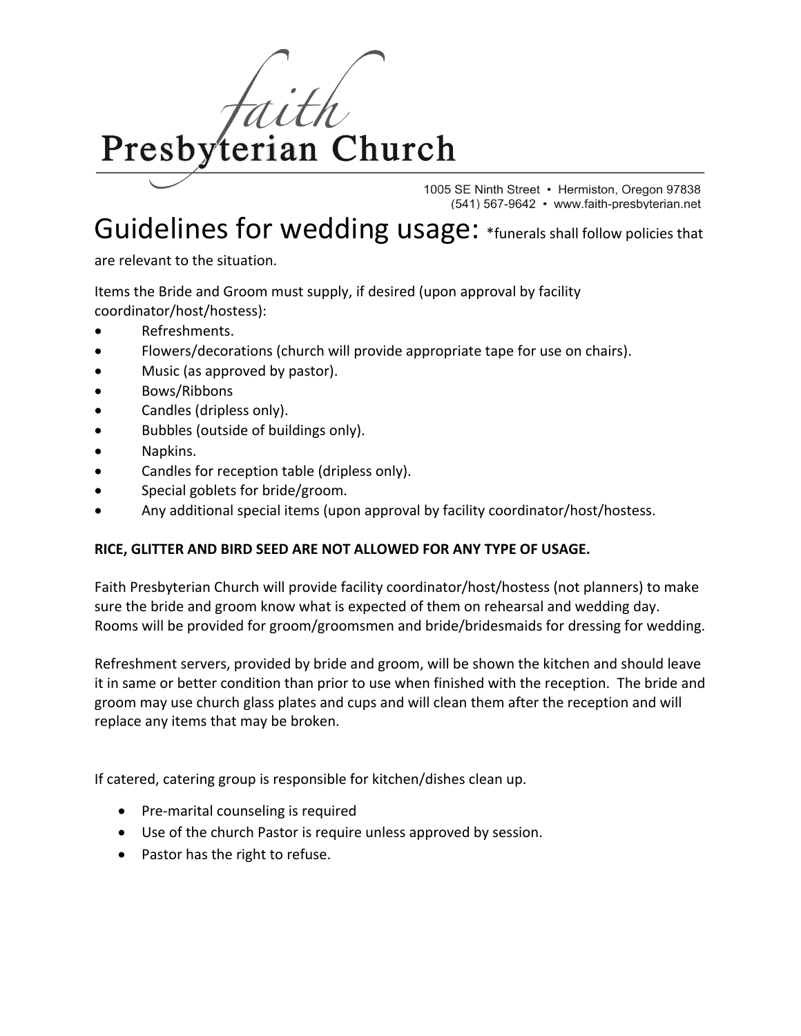# Faith Presbyterian Church

1005 SE Ninth Street • Hermiston, Oregon 97838
(541) 567-9642 • www.faith-presbyterian.net

# Guidelines for wedding usage: *funerals shall follow policies that are relevant to the situation.

Items the Bride and Groom must supply, if desired (upon approval by facility coordinator/host/hostess):

- Refreshments.
- Flowers/decorations (church will provide appropriate tape for use on chairs).
- Music (as approved by pastor).
- Bows/Ribbons
- Candles (dripless only).
- Bubbles (outside of buildings only).
- Napkins.
- Candles for reception table (dripless only).
- Special goblets for bride/groom.
- Any additional special items (upon approval by facility coordinator/host/hostess.

**RICE, GLITTER AND BIRD SEED ARE NOT ALLOWED FOR ANY TYPE OF USAGE.**

Faith Presbyterian Church will provide facility coordinator/host/hostess (not planners) to make sure the bride and groom know what is expected of them on rehearsal and wedding day. Rooms will be provided for groom/groomsmen and bride/bridesmaids for dressing for wedding.

Refreshment servers, provided by bride and groom, will be shown the kitchen and should leave it in same or better condition than prior to use when finished with the reception. The bride and groom may use church glass plates and cups and will clean them after the reception and will replace any items that may be broken.

If catered, catering group is responsible for kitchen/dishes clean up.

- Pre-marital counseling is required
- Use of the church Pastor is require unless approved by session.
- Pastor has the right to refuse.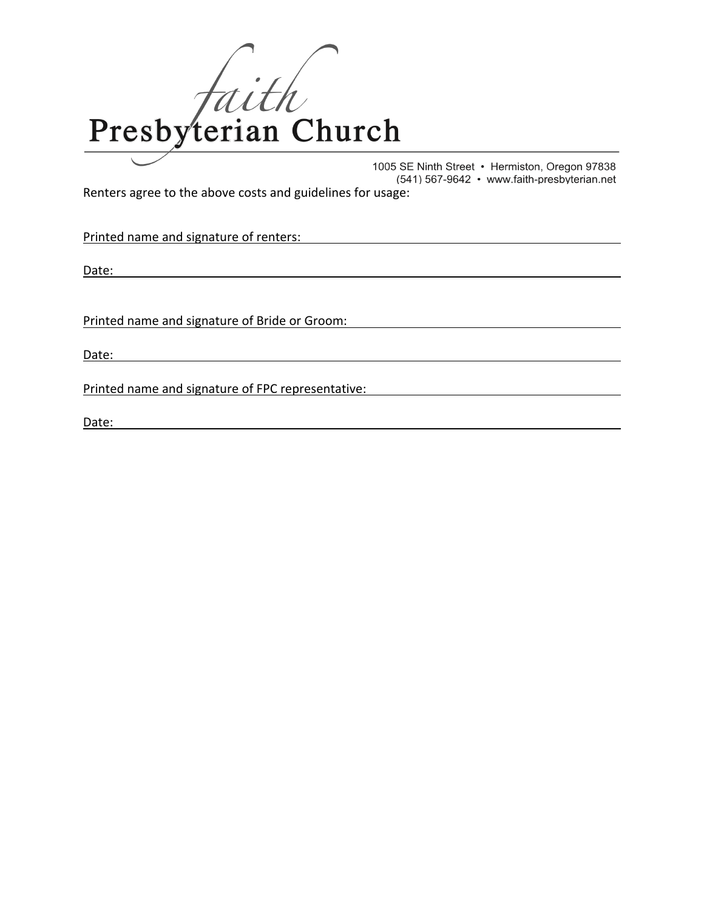# faith Presbyterian Church

1005 SE Ninth Street • Hermiston, Oregon 97838
(541) 567-9642 • www.faith-presbyterian.net

Renters agree to the above costs and guidelines for usage:

Printed name and signature of renters: ______________________________

Date: ______________________________

Printed name and signature of Bride or Groom: ______________________________

Date: ______________________________

Printed name and signature of FPC representative: ______________________________

Date: ______________________________